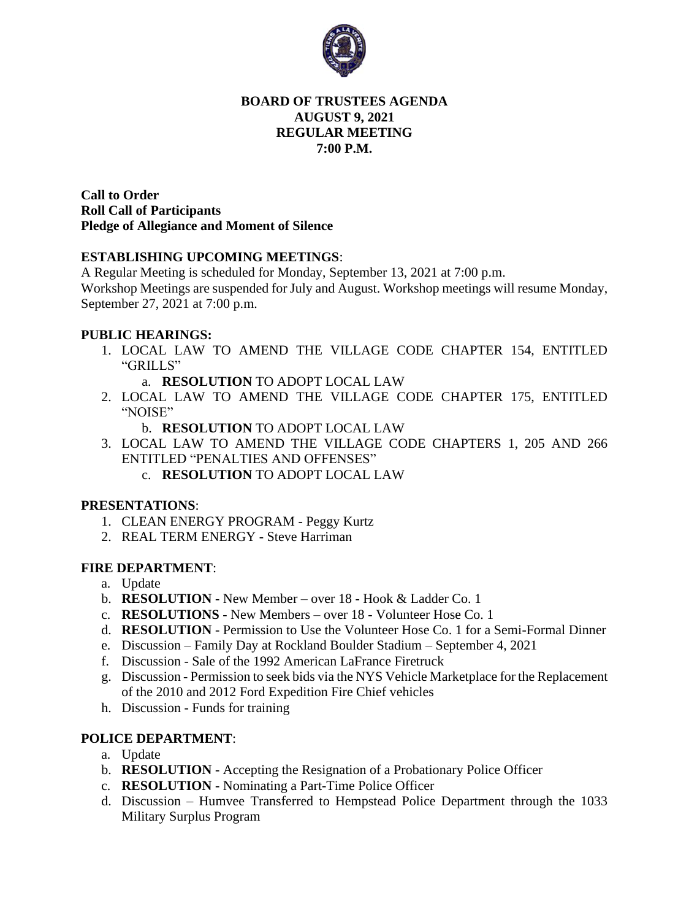# BOARD OF TRUSTEES AGENDA
# AUGUST 9, 2021
# REGULAR MEETING
# 7:00 P.M.

**Call to Order**
**Roll Call of Participants**
**Pledge of Allegiance and Moment of Silence**

## ESTABLISHING UPCOMING MEETINGS:

A Regular Meeting is scheduled for Monday, September 13, 2021 at 7:00 p.m.
Workshop Meetings are suspended for July and August. Workshop meetings will resume Monday, September 27, 2021 at 7:00 p.m.

## PUBLIC HEARINGS:

1. LOCAL LAW TO AMEND THE VILLAGE CODE CHAPTER 154, ENTITLED "GRILLS"
   a. **RESOLUTION** TO ADOPT LOCAL LAW
2. LOCAL LAW TO AMEND THE VILLAGE CODE CHAPTER 175, ENTITLED "NOISE"
   b. **RESOLUTION** TO ADOPT LOCAL LAW
3. LOCAL LAW TO AMEND THE VILLAGE CODE CHAPTERS 1, 205 AND 266 ENTITLED "PENALTIES AND OFFENSES"
   c. **RESOLUTION** TO ADOPT LOCAL LAW

## PRESENTATIONS:

1. CLEAN ENERGY PROGRAM - Peggy Kurtz
2. REAL TERM ENERGY - Steve Harriman

## FIRE DEPARTMENT:

a. Update
b. **RESOLUTION** - New Member – over 18 - Hook & Ladder Co. 1
c. **RESOLUTIONS** - New Members – over 18 - Volunteer Hose Co. 1
d. **RESOLUTION** - Permission to Use the Volunteer Hose Co. 1 for a Semi-Formal Dinner
e. Discussion – Family Day at Rockland Boulder Stadium – September 4, 2021
f. Discussion - Sale of the 1992 American LaFrance Firetruck
g. Discussion - Permission to seek bids via the NYS Vehicle Marketplace for the Replacement of the 2010 and 2012 Ford Expedition Fire Chief vehicles
h. Discussion - Funds for training

## POLICE DEPARTMENT:

a. Update
b. **RESOLUTION** - Accepting the Resignation of a Probationary Police Officer
c. **RESOLUTION** - Nominating a Part-Time Police Officer
d. Discussion – Humvee Transferred to Hempstead Police Department through the 1033 Military Surplus Program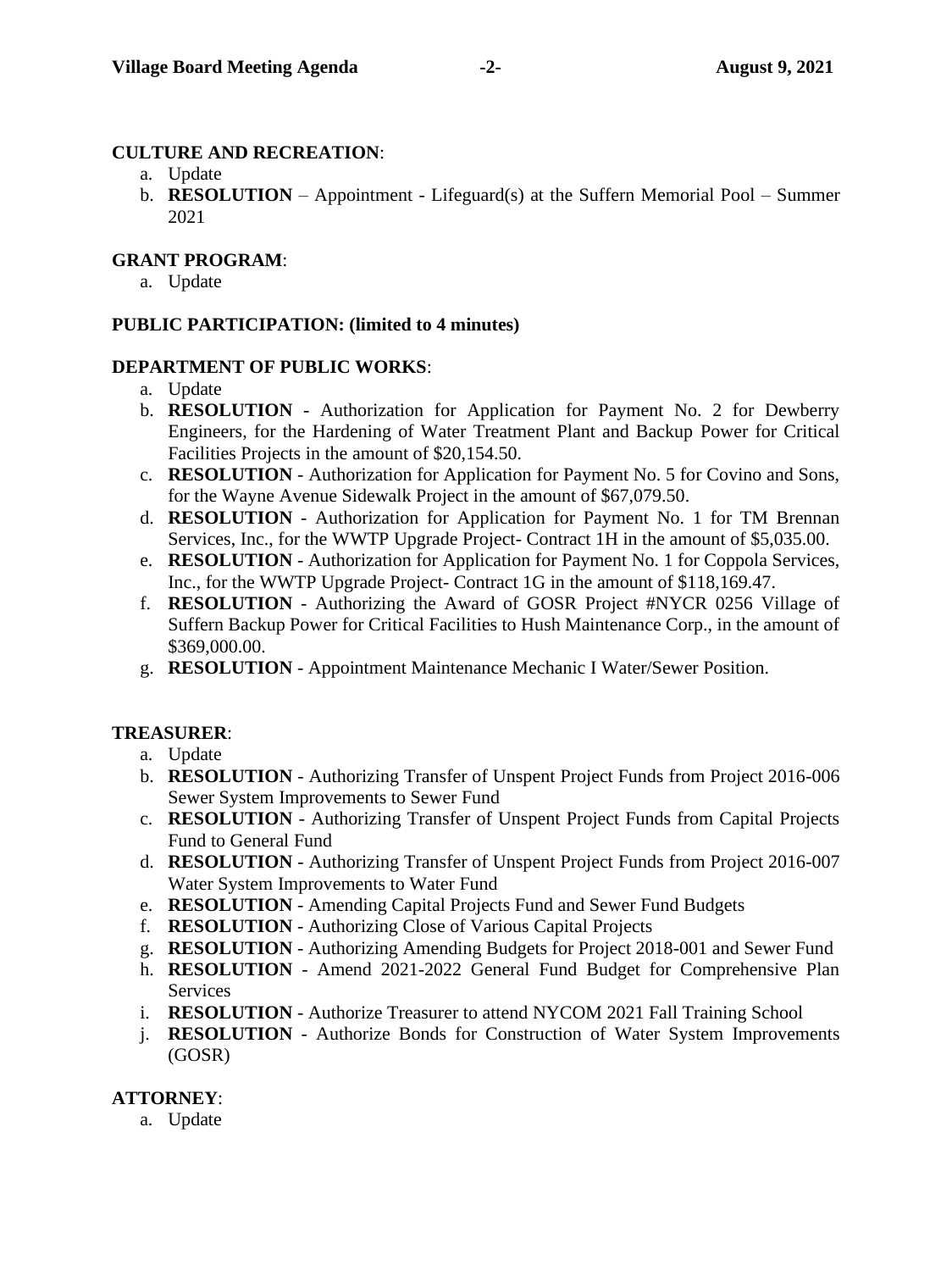**CULTURE AND RECREATION**:

a. Update
b. **RESOLUTION** – Appointment - Lifeguard(s) at the Suffern Memorial Pool – Summer 2021

**GRANT PROGRAM**:

a. Update

**PUBLIC PARTICIPATION: (limited to 4 minutes)**

**DEPARTMENT OF PUBLIC WORKS**:

a. Update
b. **RESOLUTION** - Authorization for Application for Payment No. 2 for Dewberry Engineers, for the Hardening of Water Treatment Plant and Backup Power for Critical Facilities Projects in the amount of $20,154.50.
c. **RESOLUTION** - Authorization for Application for Payment No. 5 for Covino and Sons, for the Wayne Avenue Sidewalk Project in the amount of $67,079.50.
d. **RESOLUTION** - Authorization for Application for Payment No. 1 for TM Brennan Services, Inc., for the WWTP Upgrade Project- Contract 1H in the amount of $5,035.00.
e. **RESOLUTION** - Authorization for Application for Payment No. 1 for Coppola Services, Inc., for the WWTP Upgrade Project- Contract 1G in the amount of $118,169.47.
f. **RESOLUTION** - Authorizing the Award of GOSR Project #NYCR 0256 Village of Suffern Backup Power for Critical Facilities to Hush Maintenance Corp., in the amount of $369,000.00.
g. **RESOLUTION** - Appointment Maintenance Mechanic I Water/Sewer Position.

**TREASURER**:

a. Update
b. **RESOLUTION** - Authorizing Transfer of Unspent Project Funds from Project 2016-006 Sewer System Improvements to Sewer Fund
c. **RESOLUTION** - Authorizing Transfer of Unspent Project Funds from Capital Projects Fund to General Fund
d. **RESOLUTION** - Authorizing Transfer of Unspent Project Funds from Project 2016-007 Water System Improvements to Water Fund
e. **RESOLUTION** - Amending Capital Projects Fund and Sewer Fund Budgets
f. **RESOLUTION** - Authorizing Close of Various Capital Projects
g. **RESOLUTION** - Authorizing Amending Budgets for Project 2018-001 and Sewer Fund
h. **RESOLUTION** - Amend 2021-2022 General Fund Budget for Comprehensive Plan Services
i. **RESOLUTION** - Authorize Treasurer to attend NYCOM 2021 Fall Training School
j. **RESOLUTION** - Authorize Bonds for Construction of Water System Improvements (GOSR)

**ATTORNEY**:

a. Update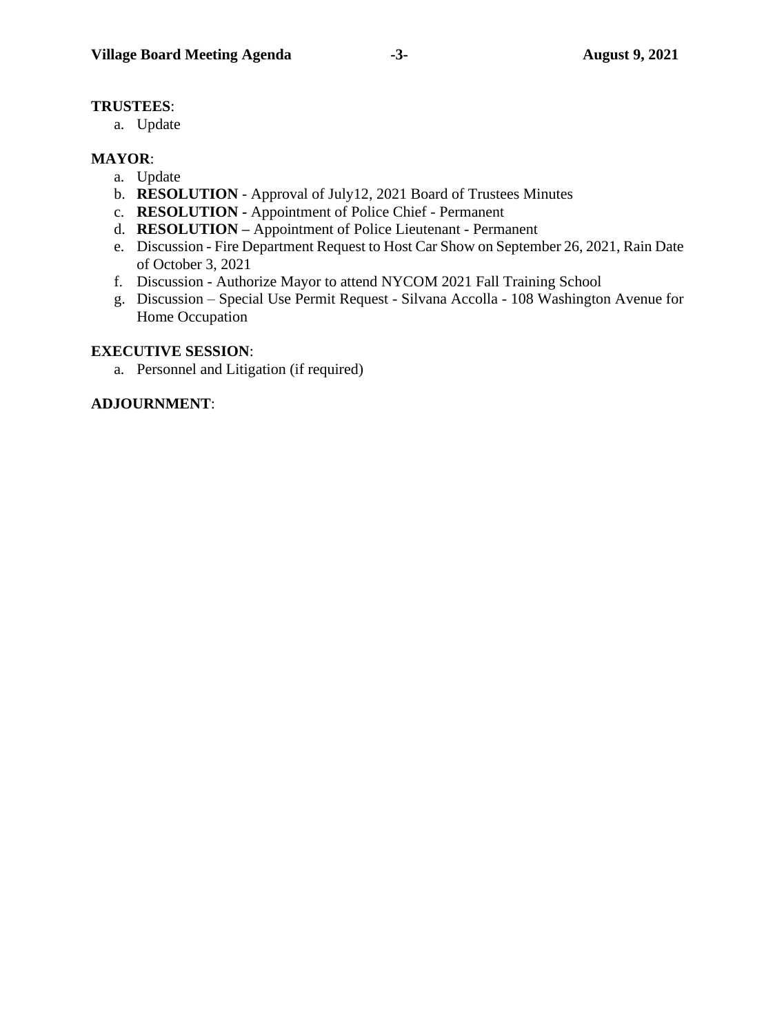**TRUSTEES**:

a. Update

**MAYOR**:

a. Update
b. **RESOLUTION** - Approval of July12, 2021 Board of Trustees Minutes
c. **RESOLUTION -** Appointment of Police Chief - Permanent
d. **RESOLUTION –** Appointment of Police Lieutenant - Permanent
e. Discussion - Fire Department Request to Host Car Show on September 26, 2021, Rain Date of October 3, 2021
f. Discussion - Authorize Mayor to attend NYCOM 2021 Fall Training School
g. Discussion – Special Use Permit Request - Silvana Accolla - 108 Washington Avenue for Home Occupation

**EXECUTIVE SESSION**:

a. Personnel and Litigation (if required)

**ADJOURNMENT**: